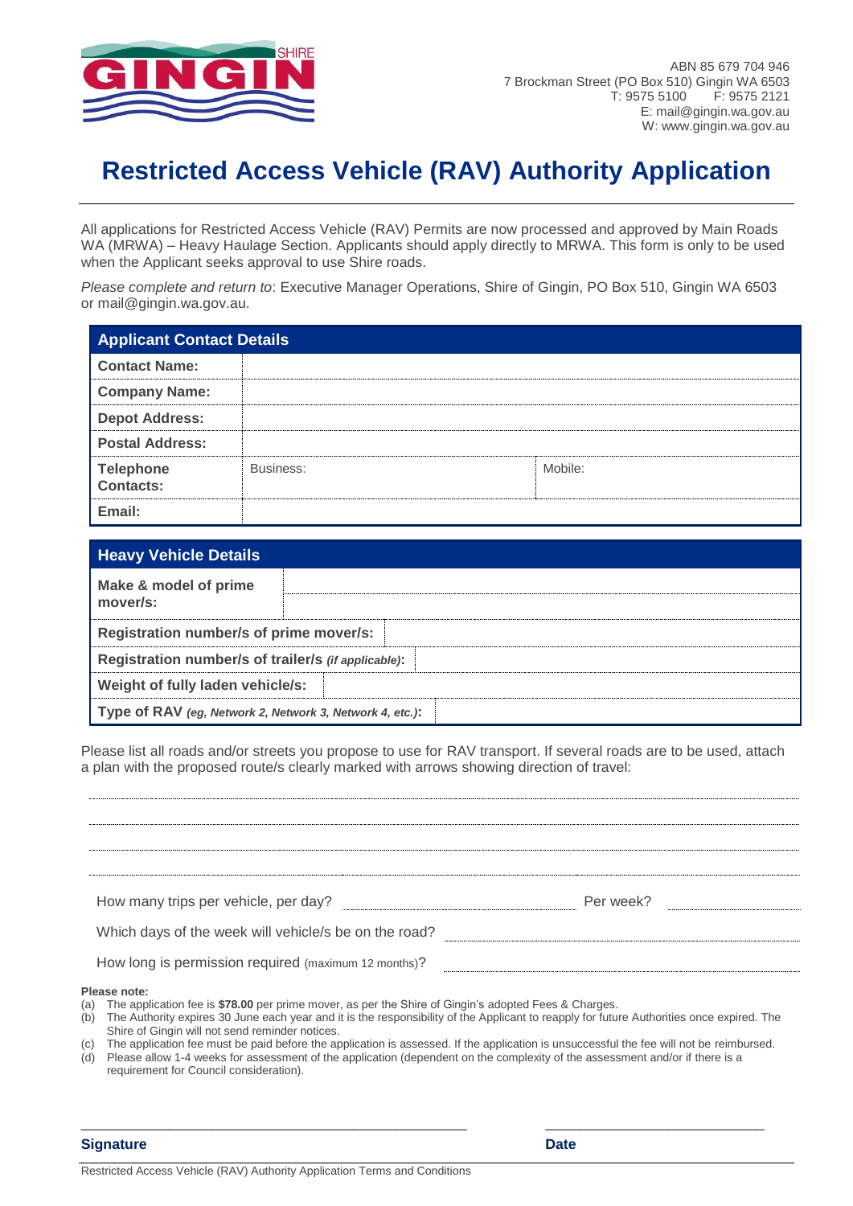ABN 85 679 704 946
7 Brockman Street (PO Box 510) Gingin WA 6503
T: 9575 5100 F: 9575 2121
E: mail@gingin.wa.gov.au
W: www.gingin.wa.gov.au

# Restricted Access Vehicle (RAV) Authority Application

All applications for Restricted Access Vehicle (RAV) Permits are now processed and approved by Main Roads WA (MRWA) – Heavy Haulage Section. Applicants should apply directly to MRWA. This form is only to be used when the Applicant seeks approval to use Shire roads.

*Please complete and return to*: Executive Manager Operations, Shire of Gingin, PO Box 510, Gingin WA 6503 or mail@gingin.wa.gov.au.

| Applicant Contact Details | | |
|---|---|---|
| **Contact Name:** | | |
| **Company Name:** | | |
| **Depot Address:** | | |
| **Postal Address:** | | |
| **Telephone Contacts:** | Business: | Mobile: |
| **Email:** | | |

| Heavy Vehicle Details | |
|---|---|
| **Make & model of prime mover/s:** | |
| **Registration number/s of prime mover/s:** | |
| **Registration number/s of trailer/s** ***(if applicable)*****:** | |
| **Weight of fully laden vehicle/s:** | |
| **Type of RAV** ***(eg, Network 2, Network 3, Network 4, etc.)*****:** | |

Please list all roads and/or streets you propose to use for RAV transport. If several roads are to be used, attach a plan with the proposed route/s clearly marked with arrows showing direction of travel:

..........................................................................................................................................................

..........................................................................................................................................................

..........................................................................................................................................................

..........................................................................................................................................................

How many trips per vehicle, per day? .............................................. Per week? ..............................

Which days of the week will vehicle/s be on the road? ..............................................

How long is permission required (maximum 12 months)? ..............................................

**Please note:**

(a) The application fee is **$78.00** per prime mover, as per the Shire of Gingin's adopted Fees & Charges.
(b) The Authority expires 30 June each year and it is the responsibility of the Applicant to reapply for future Authorities once expired. The Shire of Gingin will not send reminder notices.
(c) The application fee must be paid before the application is assessed. If the application is unsuccessful the fee will not be reimbursed.
(d) Please allow 1-4 weeks for assessment of the application (dependent on the complexity of the assessment and/or if there is a requirement for Council consideration).

\_\_\_\_\_\_\_\_\_\_\_\_\_\_\_\_\_\_\_\_\_\_\_\_\_\_\_\_\_\_\_\_\_\_\_\_\_\_\_\_ \_\_\_\_\_\_\_\_\_\_\_\_\_\_\_\_\_\_\_\_\_\_\_\_\_

**Signature** **Date**

Restricted Access Vehicle (RAV) Authority Application Terms and Conditions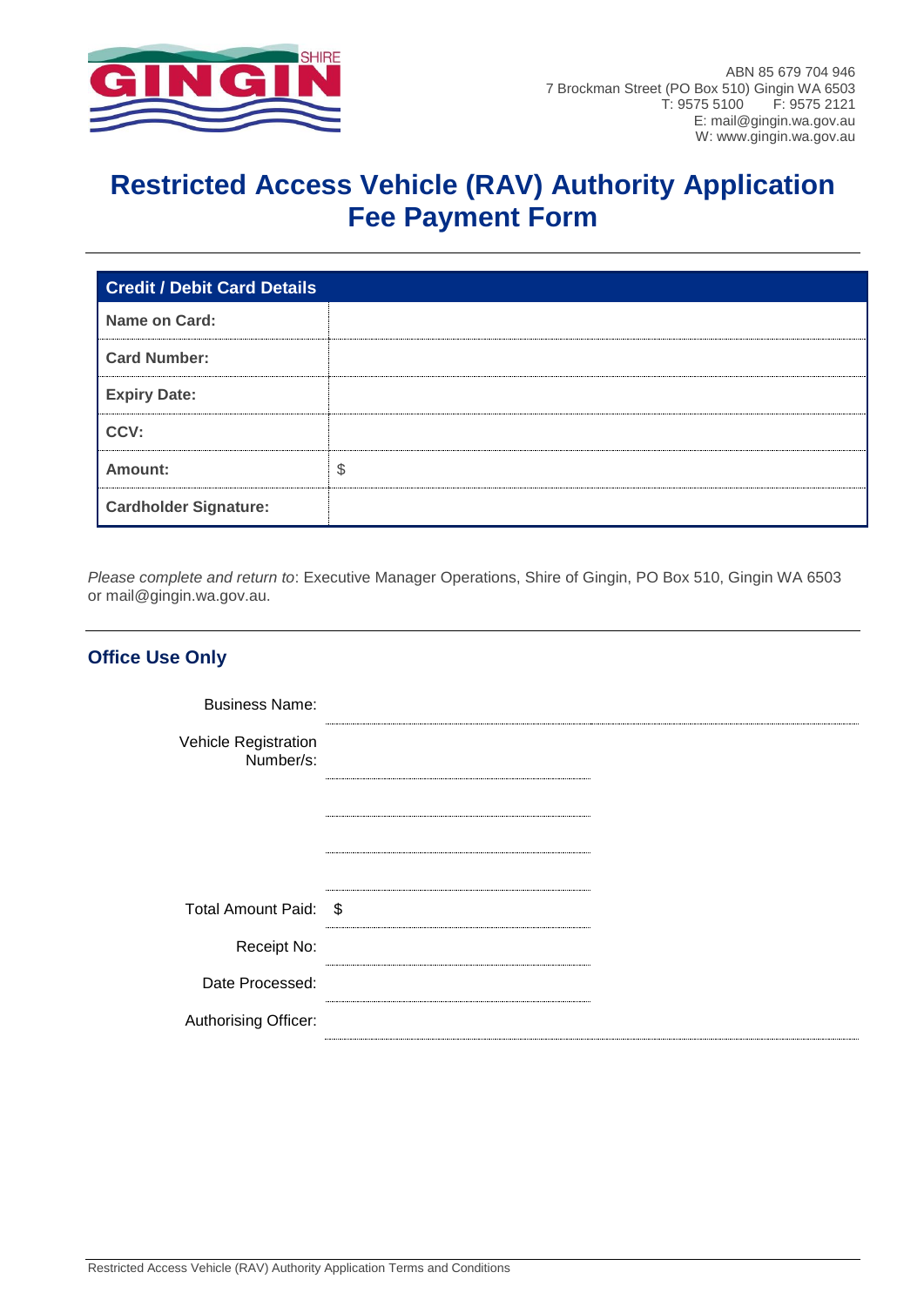SHIRE GINGIN

ABN 85 679 704 946
7 Brockman Street (PO Box 510) Gingin WA 6503
T: 9575 5100 F: 9575 2121
E: mail@gingin.wa.gov.au
W: www.gingin.wa.gov.au

# Restricted Access Vehicle (RAV) Authority Application Fee Payment Form

| Credit / Debit Card Details | |
|---|---|
| **Name on Card:** | |
| **Card Number:** | |
| **Expiry Date:** | |
| **CCV:** | |
| **Amount:** | $ |
| **Cardholder Signature:** | |

*Please complete and return to*: Executive Manager Operations, Shire of Gingin, PO Box 510, Gingin WA 6503 or mail@gingin.wa.gov.au.

## Office Use Only

Business Name: ..............................

Vehicle Registration Number/s: ..............................

..............................

..............................

..............................

Total Amount Paid: $ ..............................

Receipt No: ..............................

Date Processed: ..............................

Authorising Officer: ..............................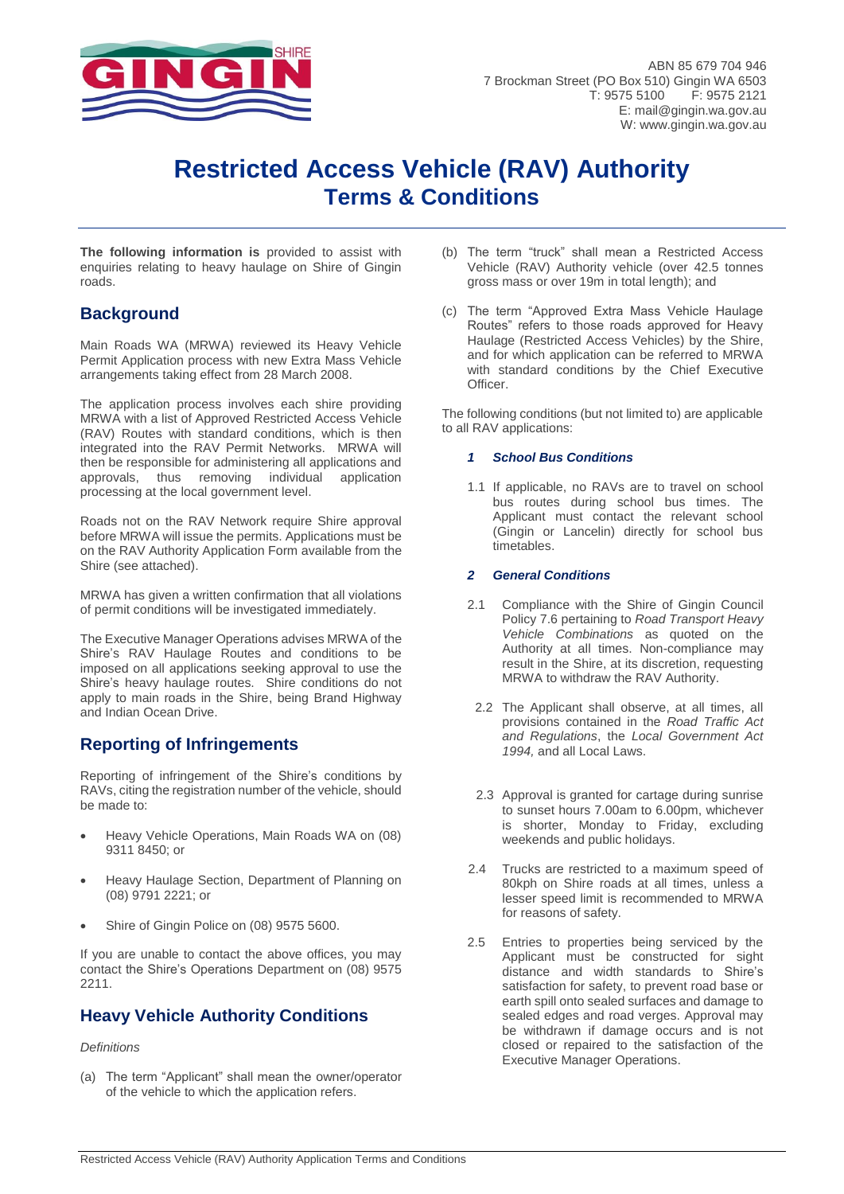ABN 85 679 704 946
7 Brockman Street (PO Box 510) Gingin WA 6503
T: 9575 5100 F: 9575 2121
E: mail@gingin.wa.gov.au
W: www.gingin.wa.gov.au

# Restricted Access Vehicle (RAV) Authority
## Terms & Conditions

**The following information is** provided to assist with enquiries relating to heavy haulage on Shire of Gingin roads.

## Background

Main Roads WA (MRWA) reviewed its Heavy Vehicle Permit Application process with new Extra Mass Vehicle arrangements taking effect from 28 March 2008.

The application process involves each shire providing MRWA with a list of Approved Restricted Access Vehicle (RAV) Routes with standard conditions, which is then integrated into the RAV Permit Networks. MRWA will then be responsible for administering all applications and approvals, thus removing individual application processing at the local government level.

Roads not on the RAV Network require Shire approval before MRWA will issue the permits. Applications must be on the RAV Authority Application Form available from the Shire (see attached).

MRWA has given a written confirmation that all violations of permit conditions will be investigated immediately.

The Executive Manager Operations advises MRWA of the Shire's RAV Haulage Routes and conditions to be imposed on all applications seeking approval to use the Shire's heavy haulage routes. Shire conditions do not apply to main roads in the Shire, being Brand Highway and Indian Ocean Drive.

## Reporting of Infringements

Reporting of infringement of the Shire's conditions by RAVs, citing the registration number of the vehicle, should be made to:

- Heavy Vehicle Operations, Main Roads WA on (08) 9311 8450; or
- Heavy Haulage Section, Department of Planning on (08) 9791 2221; or
- Shire of Gingin Police on (08) 9575 5600.

If you are unable to contact the above offices, you may contact the Shire's Operations Department on (08) 9575 2211.

## Heavy Vehicle Authority Conditions

*Definitions*

(a) The term "Applicant" shall mean the owner/operator of the vehicle to which the application refers.

(b) The term "truck" shall mean a Restricted Access Vehicle (RAV) Authority vehicle (over 42.5 tonnes gross mass or over 19m in total length); and

(c) The term "Approved Extra Mass Vehicle Haulage Routes" refers to those roads approved for Heavy Haulage (Restricted Access Vehicles) by the Shire, and for which application can be referred to MRWA with standard conditions by the Chief Executive Officer.

The following conditions (but not limited to) are applicable to all RAV applications:

### *1 School Bus Conditions*

1.1 If applicable, no RAVs are to travel on school bus routes during school bus times. The Applicant must contact the relevant school (Gingin or Lancelin) directly for school bus timetables.

### *2 General Conditions*

2.1 Compliance with the Shire of Gingin Council Policy 7.6 pertaining to *Road Transport Heavy Vehicle Combinations* as quoted on the Authority at all times. Non-compliance may result in the Shire, at its discretion, requesting MRWA to withdraw the RAV Authority.

2.2 The Applicant shall observe, at all times, all provisions contained in the *Road Traffic Act and Regulations*, the *Local Government Act 1994*, and all Local Laws.

2.3 Approval is granted for cartage during sunrise to sunset hours 7.00am to 6.00pm, whichever is shorter, Monday to Friday, excluding weekends and public holidays.

2.4 Trucks are restricted to a maximum speed of 80kph on Shire roads at all times, unless a lesser speed limit is recommended to MRWA for reasons of safety.

2.5 Entries to properties being serviced by the Applicant must be constructed for sight distance and width standards to Shire's satisfaction for safety, to prevent road base or earth spill onto sealed surfaces and damage to sealed edges and road verges. Approval may be withdrawn if damage occurs and is not closed or repaired to the satisfaction of the Executive Manager Operations.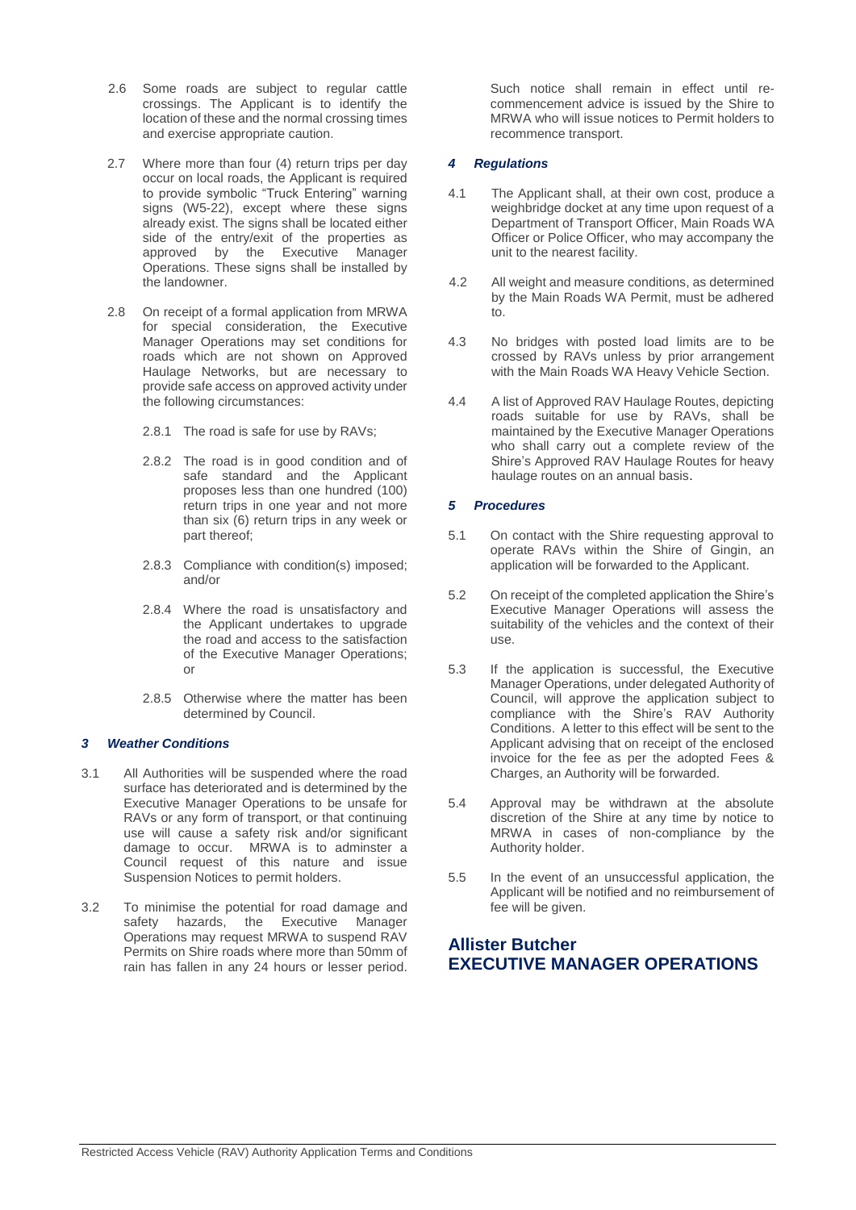2.6 Some roads are subject to regular cattle crossings. The Applicant is to identify the location of these and the normal crossing times and exercise appropriate caution.

2.7 Where more than four (4) return trips per day occur on local roads, the Applicant is required to provide symbolic "Truck Entering" warning signs (W5-22), except where these signs already exist. The signs shall be located either side of the entry/exit of the properties as approved by the Executive Manager Operations. These signs shall be installed by the landowner.

2.8 On receipt of a formal application from MRWA for special consideration, the Executive Manager Operations may set conditions for roads which are not shown on Approved Haulage Networks, but are necessary to provide safe access on approved activity under the following circumstances:

2.8.1 The road is safe for use by RAVs;

2.8.2 The road is in good condition and of safe standard and the Applicant proposes less than one hundred (100) return trips in one year and not more than six (6) return trips in any week or part thereof;

2.8.3 Compliance with condition(s) imposed; and/or

2.8.4 Where the road is unsatisfactory and the Applicant undertakes to upgrade the road and access to the satisfaction of the Executive Manager Operations; or

2.8.5 Otherwise where the matter has been determined by Council.

### *3 Weather Conditions*

3.1 All Authorities will be suspended where the road surface has deteriorated and is determined by the Executive Manager Operations to be unsafe for RAVs or any form of transport, or that continuing use will cause a safety risk and/or significant damage to occur. MRWA is to adminster a Council request of this nature and issue Suspension Notices to permit holders.

3.2 To minimise the potential for road damage and safety hazards, the Executive Manager Operations may request MRWA to suspend RAV Permits on Shire roads where more than 50mm of rain has fallen in any 24 hours or lesser period. Such notice shall remain in effect until re-commencement advice is issued by the Shire to MRWA who will issue notices to Permit holders to recommence transport.

### *4 Regulations*

4.1 The Applicant shall, at their own cost, produce a weighbridge docket at any time upon request of a Department of Transport Officer, Main Roads WA Officer or Police Officer, who may accompany the unit to the nearest facility.

4.2 All weight and measure conditions, as determined by the Main Roads WA Permit, must be adhered to.

4.3 No bridges with posted load limits are to be crossed by RAVs unless by prior arrangement with the Main Roads WA Heavy Vehicle Section.

4.4 A list of Approved RAV Haulage Routes, depicting roads suitable for use by RAVs, shall be maintained by the Executive Manager Operations who shall carry out a complete review of the Shire's Approved RAV Haulage Routes for heavy haulage routes on an annual basis.

### *5 Procedures*

5.1 On contact with the Shire requesting approval to operate RAVs within the Shire of Gingin, an application will be forwarded to the Applicant.

5.2 On receipt of the completed application the Shire's Executive Manager Operations will assess the suitability of the vehicles and the context of their use.

5.3 If the application is successful, the Executive Manager Operations, under delegated Authority of Council, will approve the application subject to compliance with the Shire's RAV Authority Conditions. A letter to this effect will be sent to the Applicant advising that on receipt of the enclosed invoice for the fee as per the adopted Fees & Charges, an Authority will be forwarded.

5.4 Approval may be withdrawn at the absolute discretion of the Shire at any time by notice to MRWA in cases of non-compliance by the Authority holder.

5.5 In the event of an unsuccessful application, the Applicant will be notified and no reimbursement of fee will be given.

**Allister Butcher**
**EXECUTIVE MANAGER OPERATIONS**